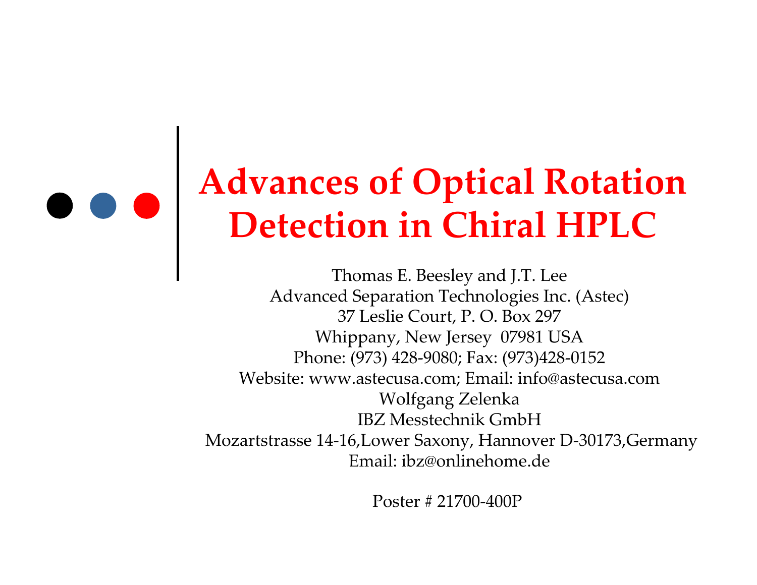# Advances of Optical Rotation Detection in Chiral HPLC

Thomas E. Beesley and J.T. Lee
Advanced Separation Technologies Inc. (Astec)
37 Leslie Court, P. O. Box 297
Whippany, New Jersey 07981 USA
Phone: (973) 428-9080; Fax: (973)428-0152
Website: www.astecusa.com; Email: info@astecusa.com
Wolfgang Zelenka
IBZ Messtechnik GmbH
Mozartstrasse 14-16,Lower Saxony, Hannover D-30173,Germany
Email: ibz@onlinehome.de

Poster # 21700-400P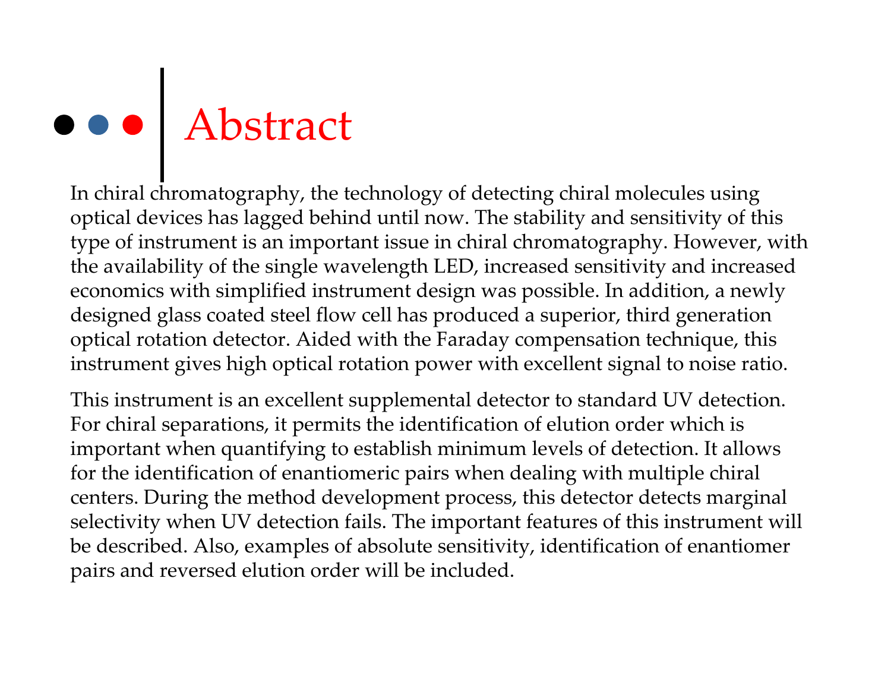# Abstract

In chiral chromatography, the technology of detecting chiral molecules using optical devices has lagged behind until now. The stability and sensitivity of this type of instrument is an important issue in chiral chromatography. However, with the availability of the single wavelength LED, increased sensitivity and increased economics with simplified instrument design was possible. In addition, a newly designed glass coated steel flow cell has produced a superior, third generation optical rotation detector. Aided with the Faraday compensation technique, this instrument gives high optical rotation power with excellent signal to noise ratio.

This instrument is an excellent supplemental detector to standard UV detection. For chiral separations, it permits the identification of elution order which is important when quantifying to establish minimum levels of detection. It allows for the identification of enantiomeric pairs when dealing with multiple chiral centers. During the method development process, this detector detects marginal selectivity when UV detection fails. The important features of this instrument will be described. Also, examples of absolute sensitivity, identification of enantiomer pairs and reversed elution order will be included.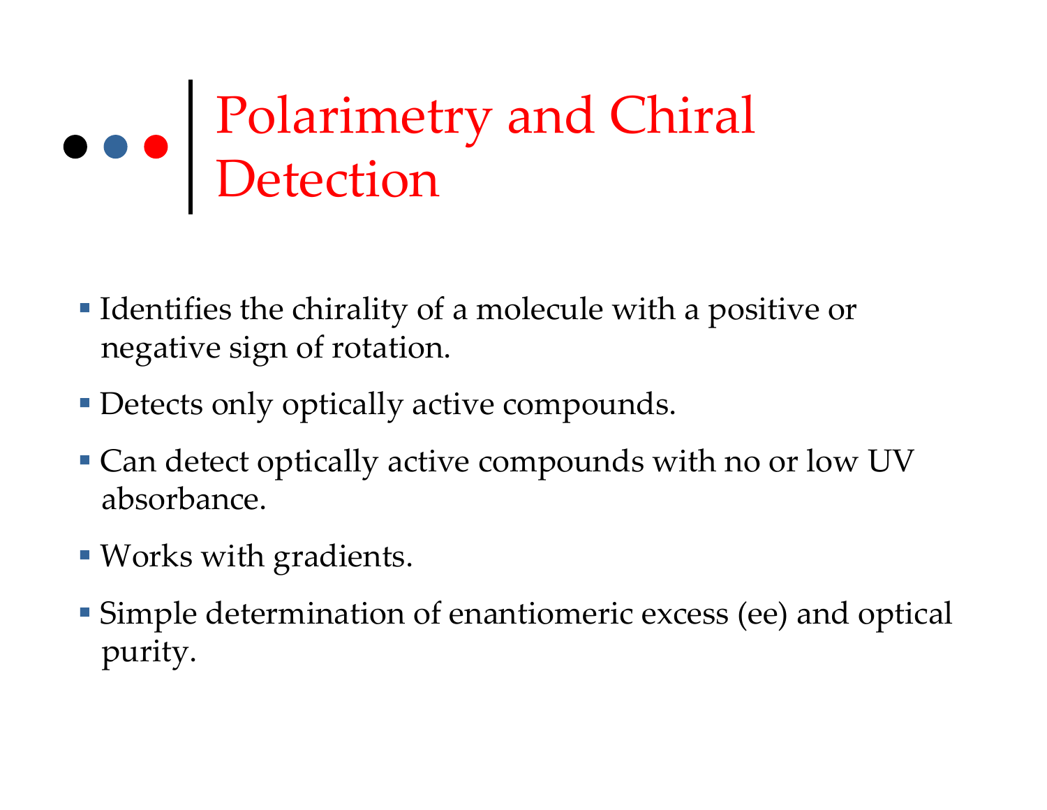# Polarimetry and Chiral Detection

- Identifies the chirality of a molecule with a positive or negative sign of rotation.
- Detects only optically active compounds.
- Can detect optically active compounds with no or low UV absorbance.
- Works with gradients.
- Simple determination of enantiomeric excess (ee) and optical purity.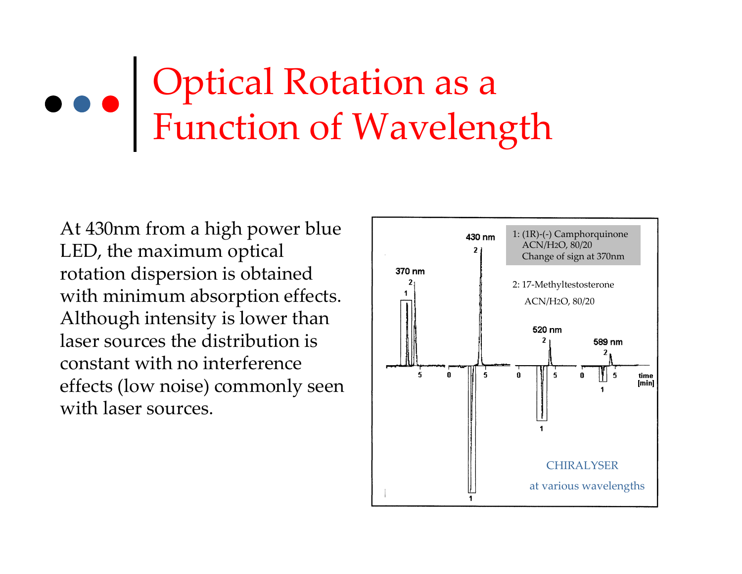# Optical Rotation as a Function of Wavelength

At 430nm from a high power blue LED, the maximum optical rotation dispersion is obtained with minimum absorption effects. Although intensity is lower than laser sources the distribution is constant with no interference effects (low noise) commonly seen with laser sources.

1: (1R)-(-) Camphorquinone
ACN/$H_2O$, 80/20
Change of sign at 370nm

2: 17-Methyltestosterone
ACN/$H_2O$, 80/20

CHIRALYSER
at various wavelengths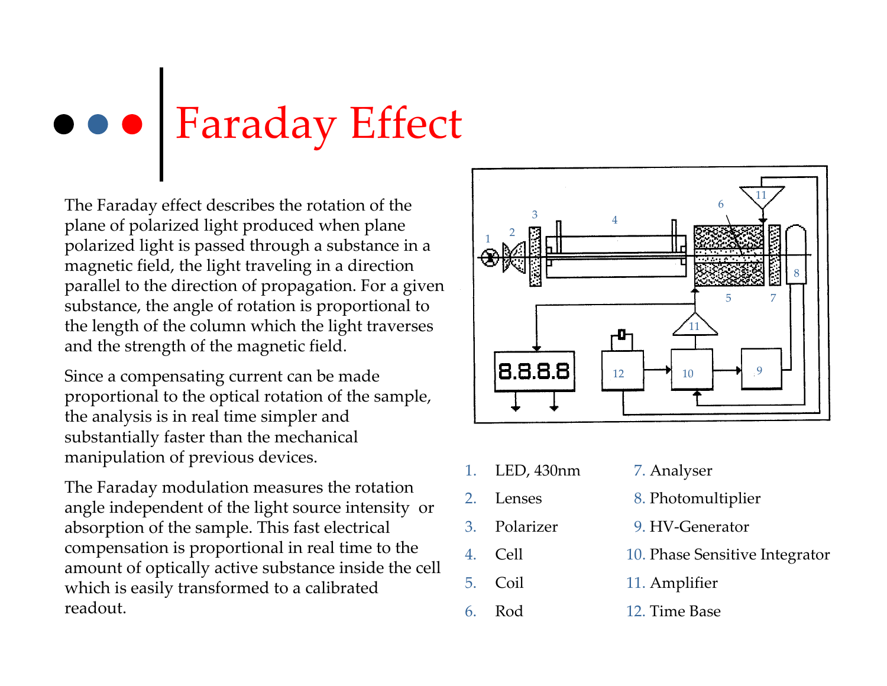# Faraday Effect

The Faraday effect describes the rotation of the plane of polarized light produced when plane polarized light is passed through a substance in a magnetic field, the light traveling in a direction parallel to the direction of propagation. For a given substance, the angle of rotation is proportional to the length of the column which the light traverses and the strength of the magnetic field.

Since a compensating current can be made proportional to the optical rotation of the sample, the analysis is in real time simpler and substantially faster than the mechanical manipulation of previous devices.

The Faraday modulation measures the rotation angle independent of the light source intensity or absorption of the sample. This fast electrical compensation is proportional in real time to the amount of optically active substance inside the cell which is easily transformed to a calibrated readout.

1. LED, 430nm
2. Lenses
3. Polarizer
4. Cell
5. Coil
6. Rod
7. Analyser
8. Photomultiplier
9. HV-Generator
10. Phase Sensitive Integrator
11. Amplifier
12. Time Base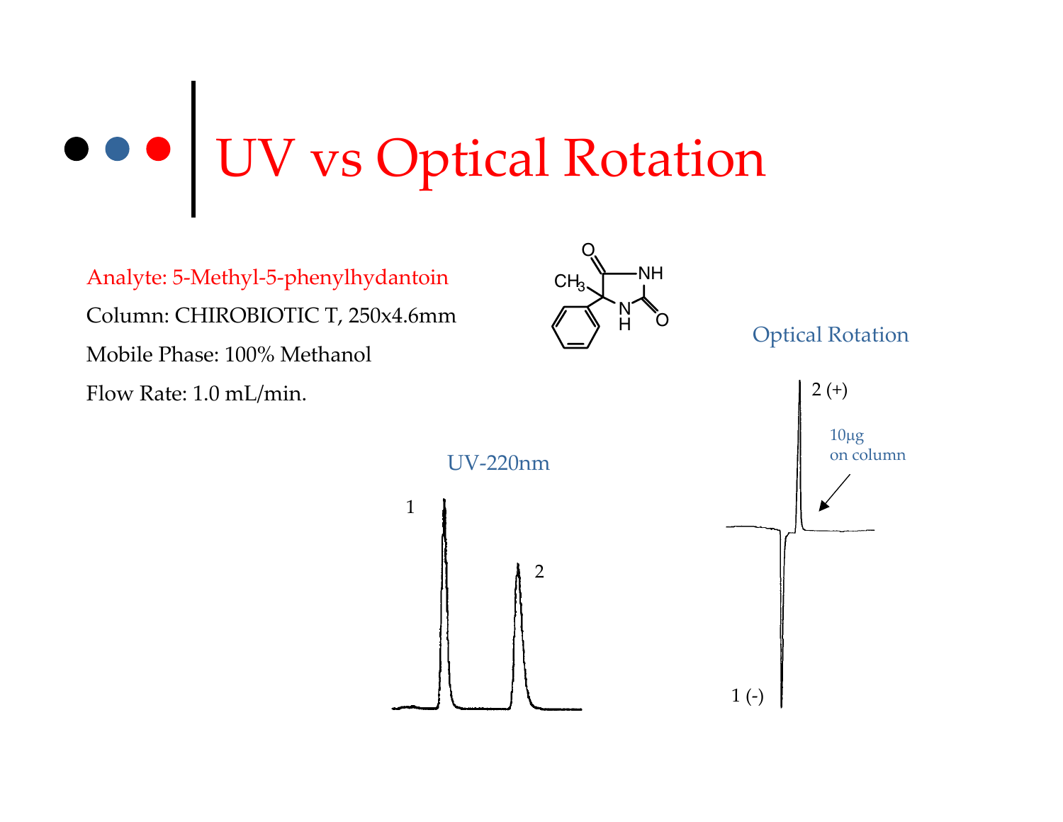# UV vs Optical Rotation

Analyte: 5-Methyl-5-phenylhydantoin

Column: CHIROBIOTIC T, 250x4.6mm

Mobile Phase: 100% Methanol

Flow Rate: 1.0 mL/min.

UV-220nm

1

2

Optical Rotation

2 (+)

10µg on column

1 (-)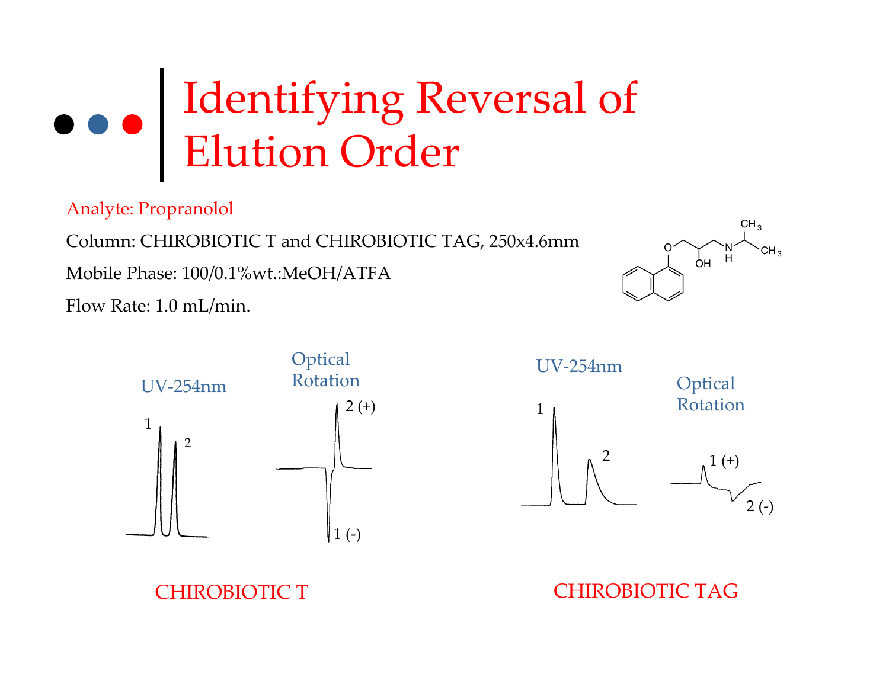# Identifying Reversal of Elution Order

Analyte: Propranolol

Column: CHIROBIOTIC T and CHIROBIOTIC TAG, 250x4.6mm

Mobile Phase: 100/0.1%wt.:MeOH/ATFA

Flow Rate: 1.0 mL/min.

UV-254nm

1

2

Optical Rotation

2 (+)

1 (-)

CHIROBIOTIC T

UV-254nm

1

2

Optical Rotation

1 (+)

2 (-)

CHIROBIOTIC TAG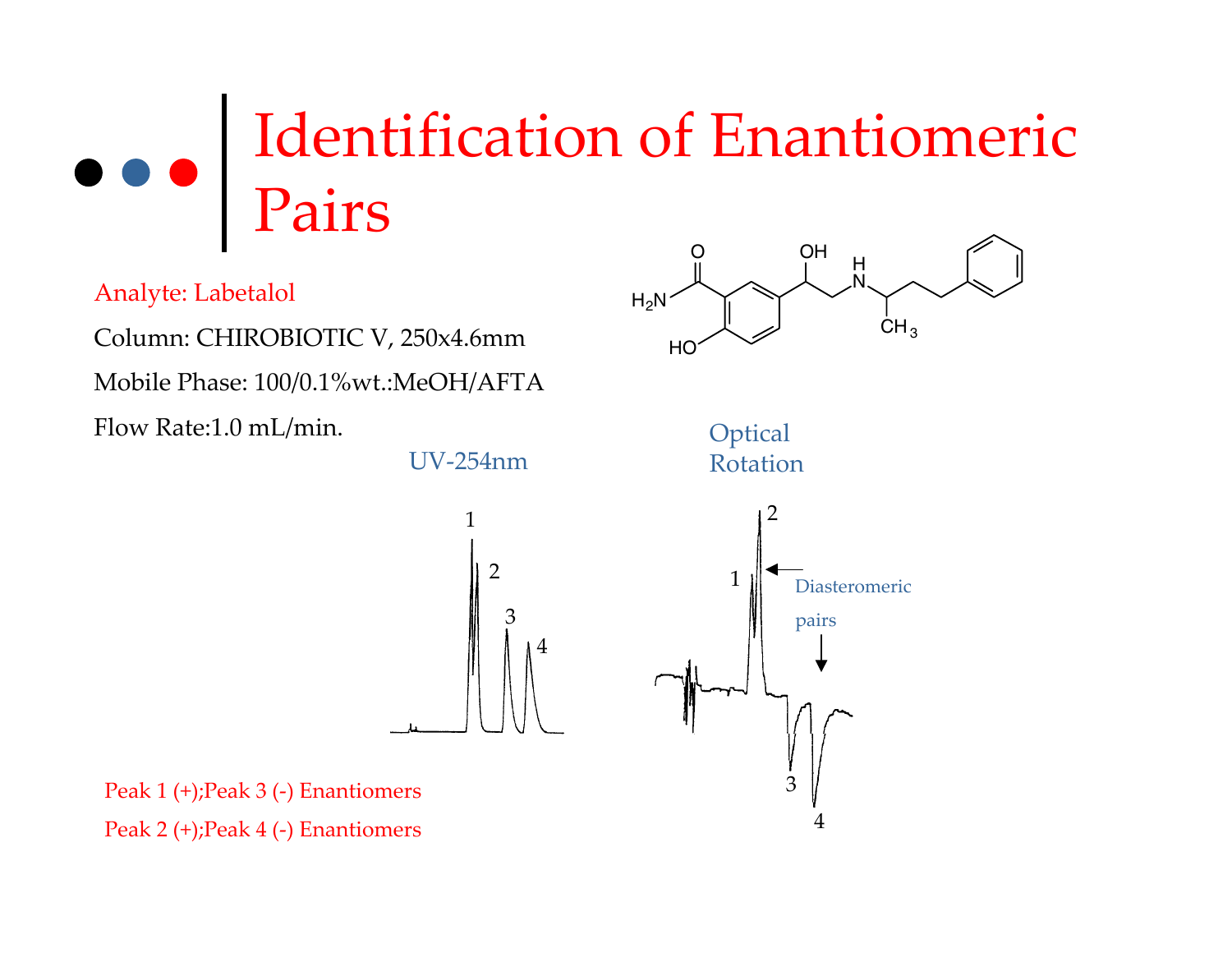# Identification of Enantiomeric Pairs

Analyte: Labetalol

Column: CHIROBIOTIC V, 250x4.6mm

Mobile Phase: 100/0.1%wt.:MeOH/AFTA

Flow Rate:1.0 mL/min.

UV-254nm

Optical Rotation

Diasteromeric pairs

Peak 1 (+);Peak 3 (-) Enantiomers

Peak 2 (+);Peak 4 (-) Enantiomers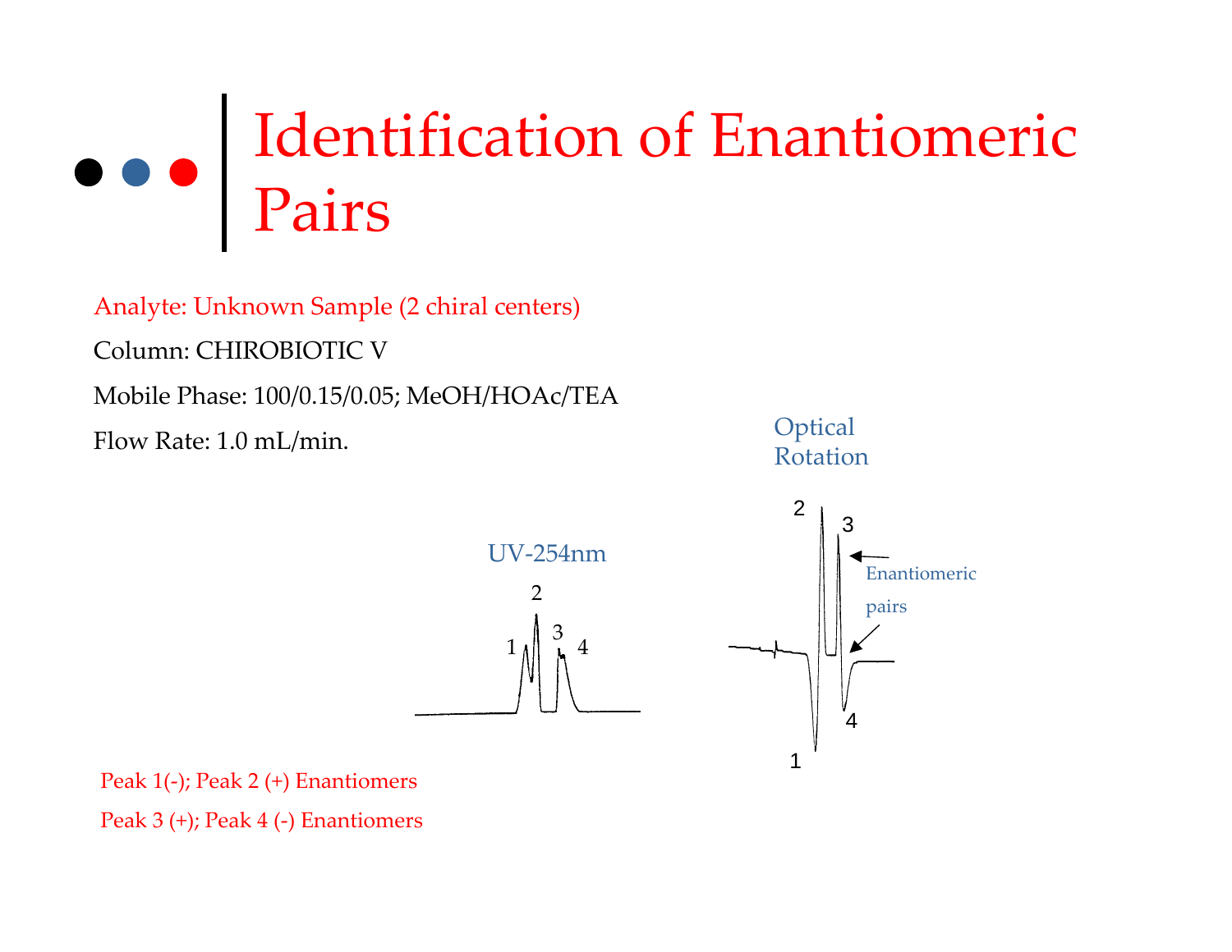# Identification of Enantiomeric Pairs

Analyte: Unknown Sample (2 chiral centers)

Column: CHIROBIOTIC V

Mobile Phase: 100/0.15/0.05; MeOH/HOAc/TEA

Flow Rate: 1.0 mL/min.

Optical Rotation

UV-254nm

Enantiomeric pairs

Peak 1(-); Peak 2 (+) Enantiomers

Peak 3 (+); Peak 4 (-) Enantiomers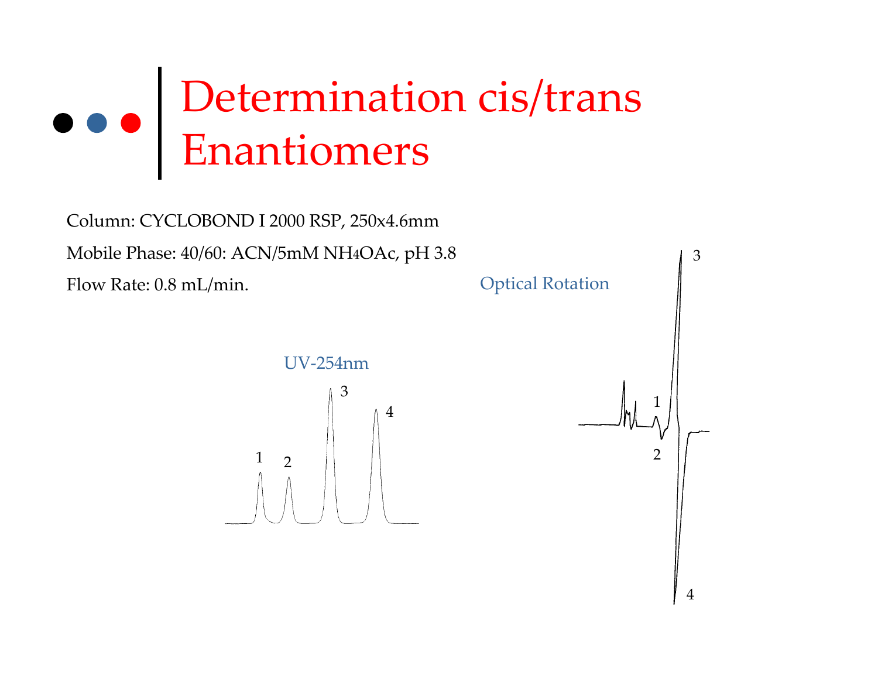# Determination cis/trans Enantiomers

Column: CYCLOBOND I 2000 RSP, 250x4.6mm

Mobile Phase: 40/60: ACN/5mM $NH_4OAc$, pH 3.8

Flow Rate: 0.8 mL/min.

UV-254nm

Optical Rotation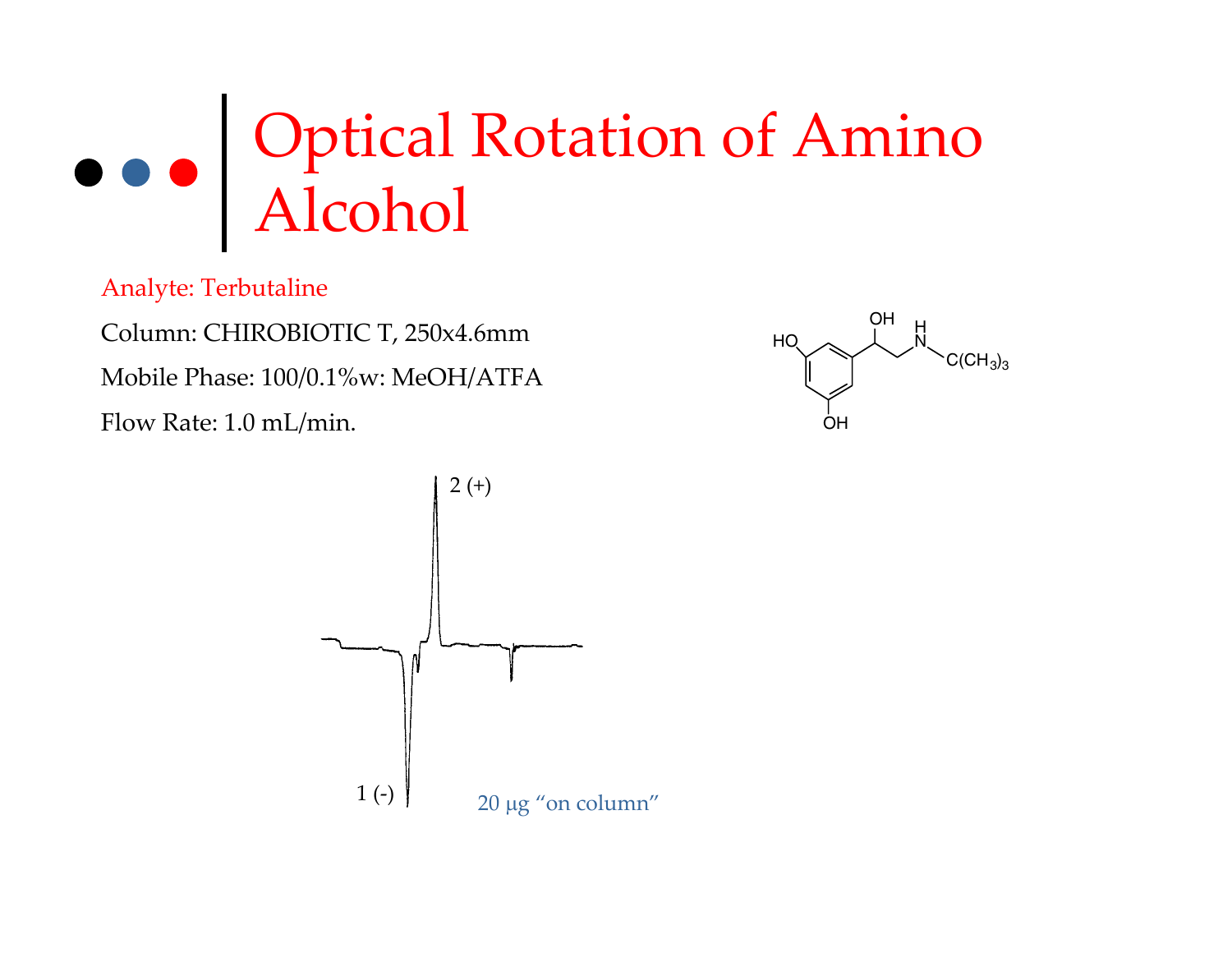# Optical Rotation of Amino Alcohol

Analyte: Terbutaline

Column: CHIROBIOTIC T, 250x4.6mm

Mobile Phase: 100/0.1%w: MeOH/ATFA

Flow Rate: 1.0 mL/min.

2 (+)

1 (-)

20 µg "on column"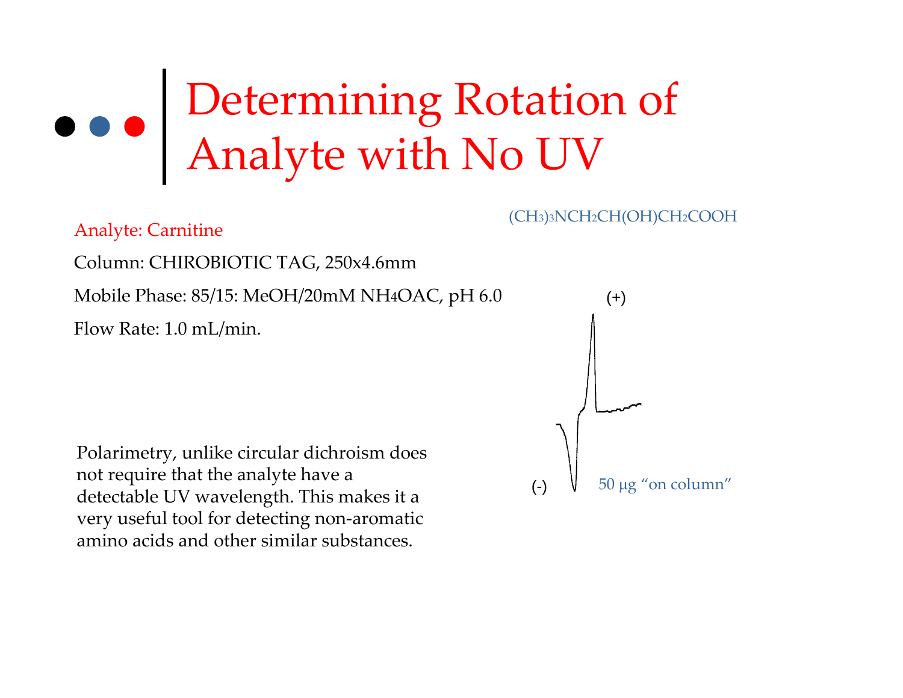# Determining Rotation of Analyte with No UV

$(CH_3)_3NCH_2CH(OH)CH_2COOH$

Analyte: Carnitine

Column: CHIROBIOTIC TAG, 250x4.6mm

Mobile Phase: 85/15: MeOH/20mM $NH_4OAC$, pH 6.0

Flow Rate: 1.0 mL/min.

(+)

(-)

50 µg "on column"

Polarimetry, unlike circular dichroism does not require that the analyte have a detectable UV wavelength. This makes it a very useful tool for detecting non-aromatic amino acids and other similar substances.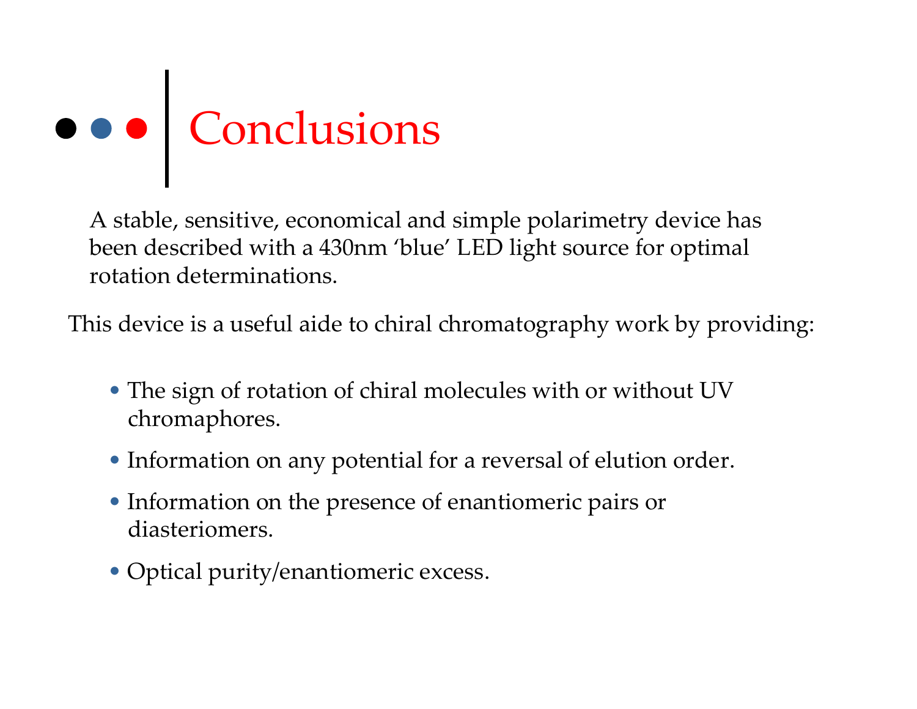# Conclusions

A stable, sensitive, economical and simple polarimetry device has been described with a 430nm 'blue' LED light source for optimal rotation determinations.

This device is a useful aide to chiral chromatography work by providing:

- The sign of rotation of chiral molecules with or without UV chromaphores.
- Information on any potential for a reversal of elution order.
- Information on the presence of enantiomeric pairs or diasteriomers.
- Optical purity/enantiomeric excess.